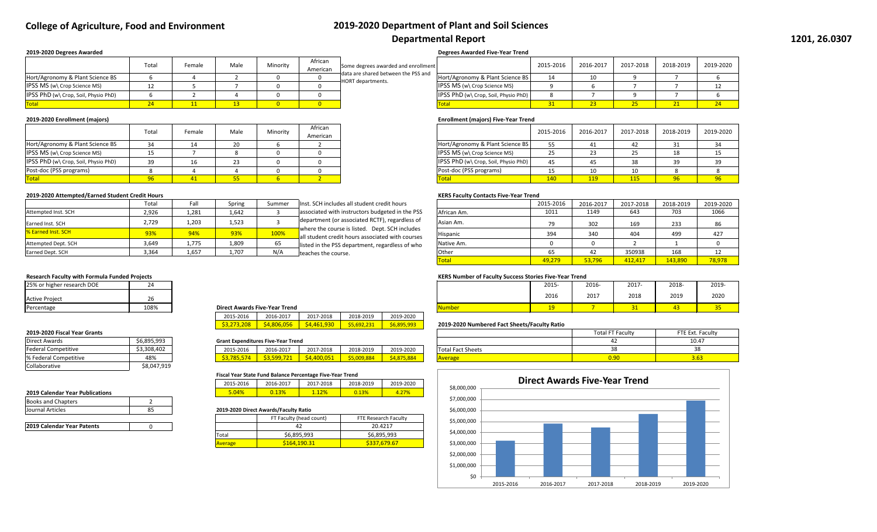# College of Agriculture, Food and Environment

# 2019-2020 Department of Plant and Soil Sciences

## Departmental Report

1201, 26.0307

### 2019-2020 Degrees Awarded

| | Total | Female | Male | Minority | African American |
|---|---|---|---|---|---|
| Hort/Agronomy & Plant Science BS | 6 | 4 | 2 | 0 | 0 |
| IPSS MS (w\ Crop Science MS) | 12 | 5 | 7 | 0 | 0 |
| IPSS PhD (w\ Crop, Soil, Physio PhD) | 6 | 2 | 4 | 0 | 0 |
| Total | 24 | 11 | 13 | 0 | 0 |

Some degrees awarded and enrollment data are shared between the PSS and HORT departments.

### 2019-2020 Enrollment (majors)

| | Total | Female | Male | Minority | African American |
|---|---|---|---|---|---|
| Hort/Agronomy & Plant Science BS | 34 | 14 | 20 | 6 | 2 |
| IPSS MS (w\ Crop Science MS) | 15 | 7 | 8 | 0 | 0 |
| IPSS PhD (w\ Crop, Soil, Physio PhD) | 39 | 16 | 23 | 0 | 0 |
| Post-doc (PSS programs) | 8 | 4 | 4 | 0 | 0 |
| Total | 96 | 41 | 55 | 6 | 2 |

### 2019-2020 Attempted/Earned Student Credit Hours

| | Total | Fall | Spring | Summer |
|---|---|---|---|---|
| Attempted Inst. SCH | 2,926 | 1,281 | 1,642 | 3 |
| Earned Inst. SCH | 2,729 | 1,203 | 1,523 | 3 |
| % Earned Inst. SCH | 93% | 94% | 93% | 100% |
| Attempted Dept. SCH | 3,649 | 1,775 | 1,809 | 65 |
| Earned Dept. SCH | 3,364 | 1,657 | 1,707 | N/A |

Inst. SCH includes all student credit hours associated with instructors budgeted in the PSS department (or associated RCTF), regardless of where the course is listed. Dept. SCH includes all student credit hours associated with courses listed in the PSS department, regardless of who teaches the course.

### Research Faculty with Formula Funded Projects

| | |
|---|---|
| 25% or higher research DOE | 24 |
| Active Project | 26 |
| Percentage | 108% |

### 2019-2020 Fiscal Year Grants

| | |
|---|---|
| Direct Awards | $6,895,993 |
| Federal Competitive | $3,308,402 |
| % Federal Competitive | 48% |
| Collaborative | $8,047,919 |

### 2019 Calendar Year Publications

| | |
|---|---|
| Books and Chapters | 2 |
| Journal Articles | 85 |

| | |
|---|---|
| **2019 Calendar Year Patents** | 0 |

### Direct Awards Five-Year Trend

| 2015-2016 | 2016-2017 | 2017-2018 | 2018-2019 | 2019-2020 |
|---|---|---|---|---|
| $3,273,208 | $4,806,056 | $4,461,930 | $5,692,231 | $6,895,993 |

### Grant Expenditures Five-Year Trend

| 2015-2016 | 2016-2017 | 2017-2018 | 2018-2019 | 2019-2020 |
|---|---|---|---|---|
| $3,785,574 | $3,599,721 | $4,400,051 | $5,009,884 | $4,875,884 |

### Fiscal Year State Fund Balance Percentage Five-Year Trend

| 2015-2016 | 2016-2017 | 2017-2018 | 2018-2019 | 2019-2020 |
|---|---|---|---|---|
| 5.04% | 0.13% | 1.12% | 0.13% | 4.27% |

### 2019-2020 Direct Awards/Faculty Ratio

| | FT Faculty (head count) | FTE Research Faculty |
|---|---|---|
| | 42 | 20.4217 |
| Total | $6,895,993 | $6,895,993 |
| Average | $164,190.31 | $337,679.67 |

### Degrees Awarded Five-Year Trend

| | 2015-2016 | 2016-2017 | 2017-2018 | 2018-2019 | 2019-2020 |
|---|---|---|---|---|---|
| Hort/Agronomy & Plant Science BS | 14 | 10 | 9 | 7 | 6 |
| IPSS MS (w\ Crop Science MS) | 9 | 6 | 7 | 7 | 12 |
| IPSS PhD (w\ Crop, Soil, Physio PhD) | 8 | 7 | 9 | 7 | 6 |
| Total | 31 | 23 | 25 | 21 | 24 |

### Enrollment (majors) Five-Year Trend

| | 2015-2016 | 2016-2017 | 2017-2018 | 2018-2019 | 2019-2020 |
|---|---|---|---|---|---|
| Hort/Agronomy & Plant Science BS | 55 | 41 | 42 | 31 | 34 |
| IPSS MS (w\ Crop Science MS) | 25 | 23 | 25 | 18 | 15 |
| IPSS PhD (w\ Crop, Soil, Physio PhD) | 45 | 45 | 38 | 39 | 39 |
| Post-doc (PSS programs) | 15 | 10 | 10 | 8 | 8 |
| Total | 140 | 119 | 115 | 96 | 96 |

### KERS Faculty Contacts Five-Year Trend

| | 2015-2016 | 2016-2017 | 2017-2018 | 2018-2019 | 2019-2020 |
|---|---|---|---|---|---|
| African Am. | 1011 | 1149 | 643 | 703 | 1066 |
| Asian Am. | 79 | 302 | 169 | 233 | 86 |
| Hispanic | 394 | 340 | 404 | 499 | 427 |
| Native Am. | 0 | 0 | 2 | 1 | 0 |
| Other | 65 | 42 | 350938 | 168 | 12 |
| Total | 49,279 | 53,796 | 412,417 | 143,890 | 78,978 |

### KERS Number of Faculty Success Stories Five-Year Trend

| | 2015-2016 | 2016-2017 | 2017-2018 | 2018-2019 | 2019-2020 |
|---|---|---|---|---|---|
| Number | 19 | 7 | 31 | 43 | 35 |

### 2019-2020 Numbered Fact Sheets/Faculty Ratio

| | Total FT Faculty | FTE Ext. Faculty |
|---|---|---|
| | 42 | 10.47 |
| Total Fact Sheets | 38 | 38 |
| Average | 0.90 | 3.63 |

### Direct Awards Five-Year Trend

| | 2015-2016 | 2016-2017 | 2017-2018 | 2018-2019 | 2019-2020 |
|---|---|---|---|---|---|
| Direct Awards | $3,273,208 | $4,806,056 | $4,461,930 | $5,692,231 | $6,895,993 |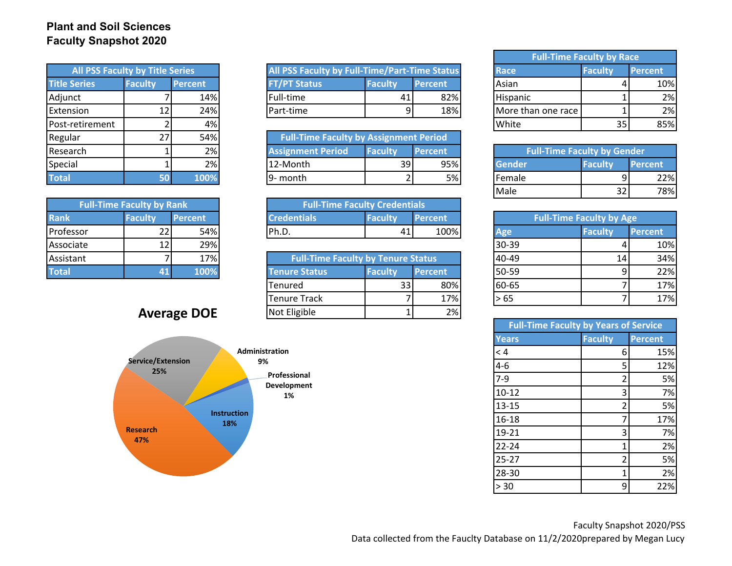# Plant and Soil Sciences
# Faculty Snapshot 2020

**All PSS Faculty by Title Series**

| Title Series | Faculty | Percent |
|---|---|---|
| Adjunct | 7 | 14% |
| Extension | 12 | 24% |
| Post-retirement | 2 | 4% |
| Regular | 27 | 54% |
| Research | 1 | 2% |
| Special | 1 | 2% |
| **Total** | **50** | **100%** |

**Full-Time Faculty by Rank**

| Rank | Faculty | Percent |
|---|---|---|
| Professor | 22 | 54% |
| Associate | 12 | 29% |
| Assistant | 7 | 17% |
| **Total** | **41** | **100%** |

**Average DOE**

Service/Extension 25%
Administration 9%
Professional Development 1%
Instruction 18%
Research 47%

**All PSS Faculty by Full-Time/Part-Time Status**

| FT/PT Status | Faculty | Percent |
|---|---|---|
| Full-time | 41 | 82% |
| Part-time | 9 | 18% |

**Full-Time Faculty by Assignment Period**

| Assignment Period | Faculty | Percent |
|---|---|---|
| 12-Month | 39 | 95% |
| 9- month | 2 | 5% |

**Full-Time Faculty Credentials**

| Credentials | Faculty | Percent |
|---|---|---|
| Ph.D. | 41 | 100% |

**Full-Time Faculty by Tenure Status**

| Tenure Status | Faculty | Percent |
|---|---|---|
| Tenured | 33 | 80% |
| Tenure Track | 7 | 17% |
| Not Eligible | 1 | 2% |

**Full-Time Faculty by Race**

| Race | Faculty | Percent |
|---|---|---|
| Asian | 4 | 10% |
| Hispanic | 1 | 2% |
| More than one race | 1 | 2% |
| White | 35 | 85% |

**Full-Time Faculty by Gender**

| Gender | Faculty | Percent |
|---|---|---|
| Female | 9 | 22% |
| Male | 32 | 78% |

**Full-Time Faculty by Age**

| Age | Faculty | Percent |
|---|---|---|
| 30-39 | 4 | 10% |
| 40-49 | 14 | 34% |
| 50-59 | 9 | 22% |
| 60-65 | 7 | 17% |
| > 65 | 7 | 17% |

**Full-Time Faculty by Years of Service**

| Years | Faculty | Percent |
|---|---|---|
| < 4 | 6 | 15% |
| 4-6 | 5 | 12% |
| 7-9 | 2 | 5% |
| 10-12 | 3 | 7% |
| 13-15 | 2 | 5% |
| 16-18 | 7 | 17% |
| 19-21 | 3 | 7% |
| 22-24 | 1 | 2% |
| 25-27 | 2 | 5% |
| 28-30 | 1 | 2% |
| > 30 | 9 | 22% |

Faculty Snapshot 2020/PSS
Data collected from the Fauclty Database on 11/2/2020prepared by Megan Lucy